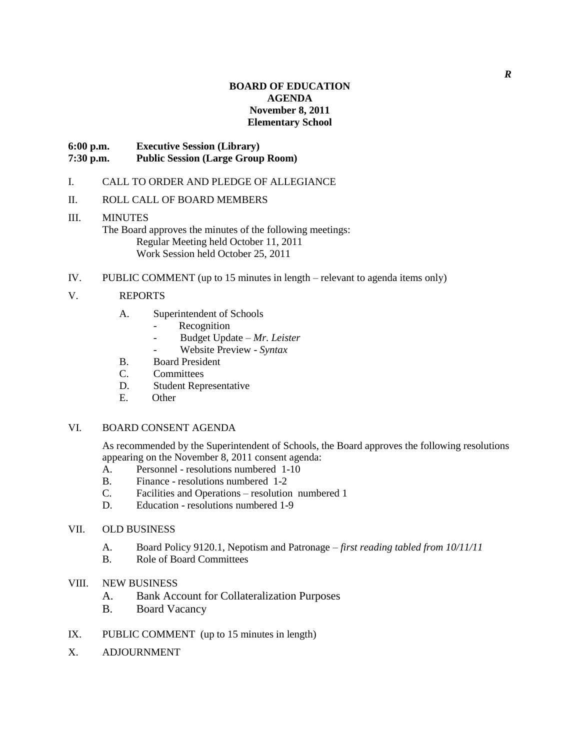*R*

**BOARD OF EDUCATION**
**AGENDA**
**November 8, 2011**
**Elementary School**

**6:00 p.m. Executive Session (Library)**
**7:30 p.m. Public Session (Large Group Room)**

I. CALL TO ORDER AND PLEDGE OF ALLEGIANCE

II. ROLL CALL OF BOARD MEMBERS

III. MINUTES
The Board approves the minutes of the following meetings:
Regular Meeting held October 11, 2011
Work Session held October 25, 2011

IV. PUBLIC COMMENT (up to 15 minutes in length – relevant to agenda items only)

V. REPORTS

A. Superintendent of Schools
- Recognition
- Budget Update – *Mr. Leister*
- Website Preview - *Syntax*

B. Board President

C. Committees

D. Student Representative

E. Other

VI. BOARD CONSENT AGENDA

As recommended by the Superintendent of Schools, the Board approves the following resolutions appearing on the November 8, 2011 consent agenda:

A. Personnel - resolutions numbered 1-10

B. Finance - resolutions numbered 1-2

C. Facilities and Operations – resolution numbered 1

D. Education - resolutions numbered 1-9

VII. OLD BUSINESS

A. Board Policy 9120.1, Nepotism and Patronage – *first reading tabled from 10/11/11*

B. Role of Board Committees

VIII. NEW BUSINESS

A. Bank Account for Collateralization Purposes

B. Board Vacancy

IX. PUBLIC COMMENT (up to 15 minutes in length)

X. ADJOURNMENT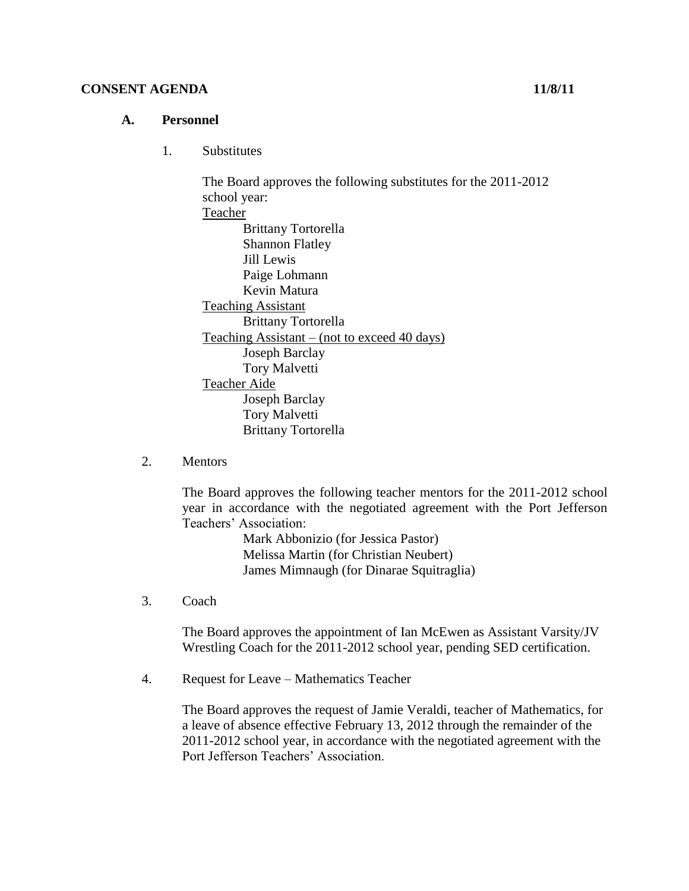**CONSENT AGENDA** **11/8/11**

**A. Personnel**

1. Substitutes

   The Board approves the following substitutes for the 2011-2012 school year:

   <u>Teacher</u>
   - Brittany Tortorella
   - Shannon Flatley
   - Jill Lewis
   - Paige Lohmann
   - Kevin Matura

   <u>Teaching Assistant</u>
   - Brittany Tortorella

   <u>Teaching Assistant – (not to exceed 40 days)</u>
   - Joseph Barclay
   - Tory Malvetti

   <u>Teacher Aide</u>
   - Joseph Barclay
   - Tory Malvetti
   - Brittany Tortorella

2. Mentors

   The Board approves the following teacher mentors for the 2011-2012 school year in accordance with the negotiated agreement with the Port Jefferson Teachers' Association:

   - Mark Abbonizio (for Jessica Pastor)
   - Melissa Martin (for Christian Neubert)
   - James Mimnaugh (for Dinarae Squitraglia)

3. Coach

   The Board approves the appointment of Ian McEwen as Assistant Varsity/JV Wrestling Coach for the 2011-2012 school year, pending SED certification.

4. Request for Leave – Mathematics Teacher

   The Board approves the request of Jamie Veraldi, teacher of Mathematics, for a leave of absence effective February 13, 2012 through the remainder of the 2011-2012 school year, in accordance with the negotiated agreement with the Port Jefferson Teachers' Association.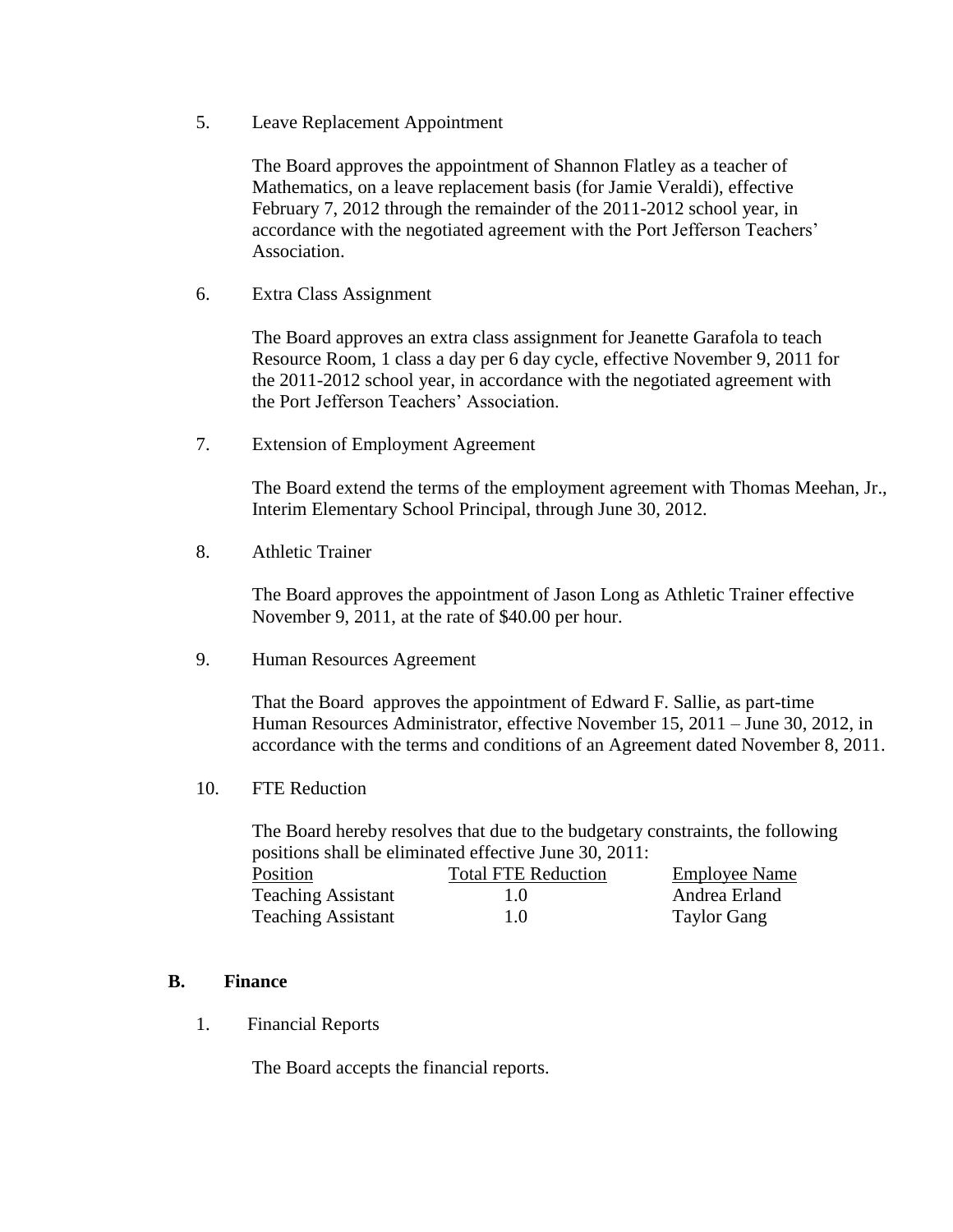5. Leave Replacement Appointment

   The Board approves the appointment of Shannon Flatley as a teacher of Mathematics, on a leave replacement basis (for Jamie Veraldi), effective February 7, 2012 through the remainder of the 2011-2012 school year, in accordance with the negotiated agreement with the Port Jefferson Teachers' Association.

6. Extra Class Assignment

   The Board approves an extra class assignment for Jeanette Garafola to teach Resource Room, 1 class a day per 6 day cycle, effective November 9, 2011 for the 2011-2012 school year, in accordance with the negotiated agreement with the Port Jefferson Teachers' Association.

7. Extension of Employment Agreement

   The Board extend the terms of the employment agreement with Thomas Meehan, Jr., Interim Elementary School Principal, through June 30, 2012.

8. Athletic Trainer

   The Board approves the appointment of Jason Long as Athletic Trainer effective November 9, 2011, at the rate of $40.00 per hour.

9. Human Resources Agreement

   That the Board approves the appointment of Edward F. Sallie, as part-time Human Resources Administrator, effective November 15, 2011 – June 30, 2012, in accordance with the terms and conditions of an Agreement dated November 8, 2011.

10. FTE Reduction

    The Board hereby resolves that due to the budgetary constraints, the following positions shall be eliminated effective June 30, 2011:

| Position | Total FTE Reduction | Employee Name |
|---|---|---|
| Teaching Assistant | 1.0 | Andrea Erland |
| Teaching Assistant | 1.0 | Taylor Gang |

## B. Finance

1. Financial Reports

   The Board accepts the financial reports.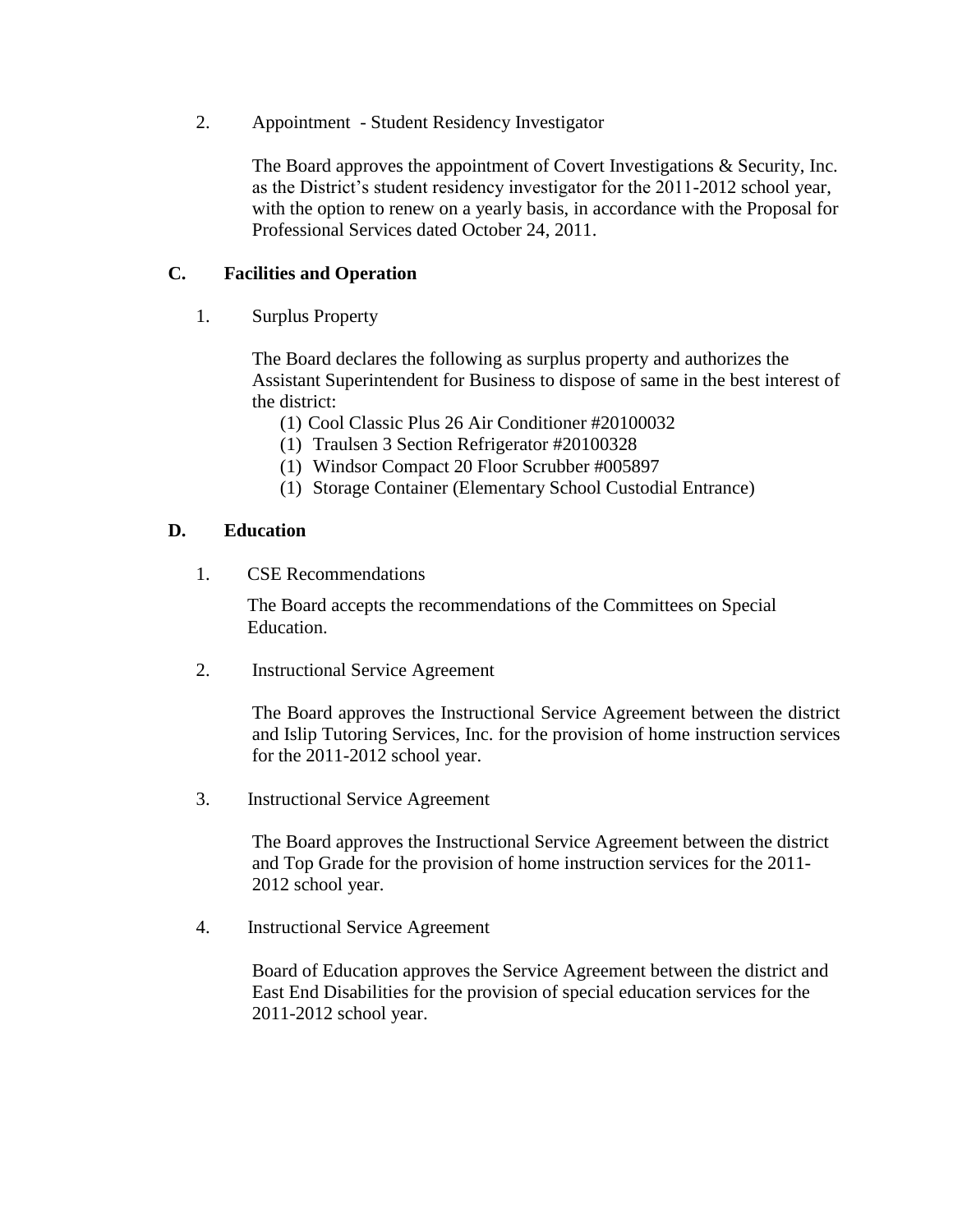2. Appointment - Student Residency Investigator

   The Board approves the appointment of Covert Investigations & Security, Inc. as the District's student residency investigator for the 2011-2012 school year, with the option to renew on a yearly basis, in accordance with the Proposal for Professional Services dated October 24, 2011.

## C. Facilities and Operation

1. Surplus Property

   The Board declares the following as surplus property and authorizes the Assistant Superintendent for Business to dispose of same in the best interest of the district:

   (1) Cool Classic Plus 26 Air Conditioner #20100032
   (1) Traulsen 3 Section Refrigerator #20100328
   (1) Windsor Compact 20 Floor Scrubber #005897
   (1) Storage Container (Elementary School Custodial Entrance)

## D. Education

1. CSE Recommendations

   The Board accepts the recommendations of the Committees on Special Education.

2. Instructional Service Agreement

   The Board approves the Instructional Service Agreement between the district and Islip Tutoring Services, Inc. for the provision of home instruction services for the 2011-2012 school year.

3. Instructional Service Agreement

   The Board approves the Instructional Service Agreement between the district and Top Grade for the provision of home instruction services for the 2011-2012 school year.

4. Instructional Service Agreement

   Board of Education approves the Service Agreement between the district and East End Disabilities for the provision of special education services for the 2011-2012 school year.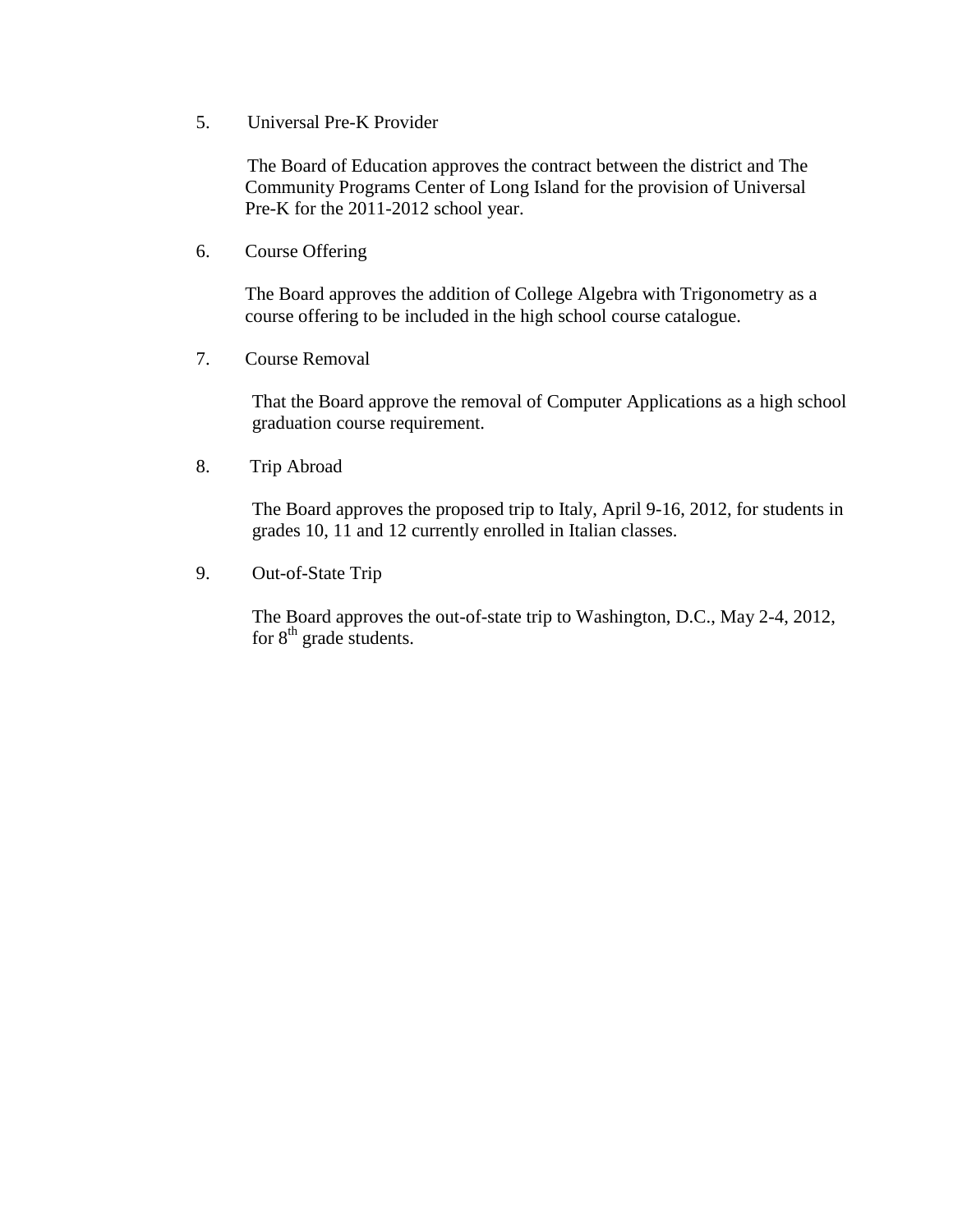5. Universal Pre-K Provider

   The Board of Education approves the contract between the district and The Community Programs Center of Long Island for the provision of Universal Pre-K for the 2011-2012 school year.

6. Course Offering

   The Board approves the addition of College Algebra with Trigonometry as a course offering to be included in the high school course catalogue.

7. Course Removal

   That the Board approve the removal of Computer Applications as a high school graduation course requirement.

8. Trip Abroad

   The Board approves the proposed trip to Italy, April 9-16, 2012, for students in grades 10, 11 and 12 currently enrolled in Italian classes.

9. Out-of-State Trip

   The Board approves the out-of-state trip to Washington, D.C., May 2-4, 2012, for 8th grade students.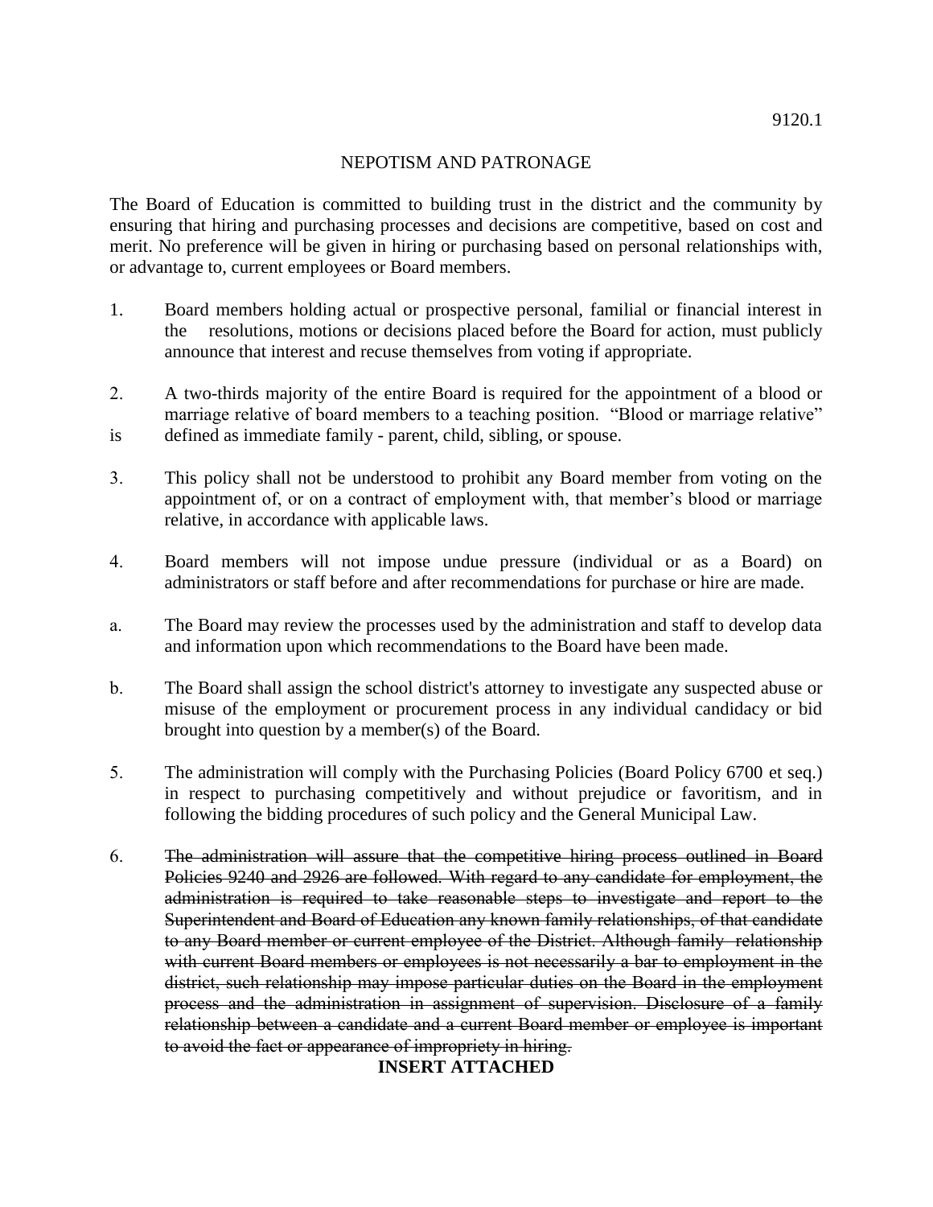9120.1

## NEPOTISM AND PATRONAGE

The Board of Education is committed to building trust in the district and the community by ensuring that hiring and purchasing processes and decisions are competitive, based on cost and merit. No preference will be given in hiring or purchasing based on personal relationships with, or advantage to, current employees or Board members.

1. Board members holding actual or prospective personal, familial or financial interest in the resolutions, motions or decisions placed before the Board for action, must publicly announce that interest and recuse themselves from voting if appropriate.

2. A two-thirds majority of the entire Board is required for the appointment of a blood or marriage relative of board members to a teaching position. "Blood or marriage relative" is defined as immediate family - parent, child, sibling, or spouse.

3. This policy shall not be understood to prohibit any Board member from voting on the appointment of, or on a contract of employment with, that member's blood or marriage relative, in accordance with applicable laws.

4. Board members will not impose undue pressure (individual or as a Board) on administrators or staff before and after recommendations for purchase or hire are made.

a. The Board may review the processes used by the administration and staff to develop data and information upon which recommendations to the Board have been made.

b. The Board shall assign the school district's attorney to investigate any suspected abuse or misuse of the employment or procurement process in any individual candidacy or bid brought into question by a member(s) of the Board.

5. The administration will comply with the Purchasing Policies (Board Policy 6700 et seq.) in respect to purchasing competitively and without prejudice or favoritism, and in following the bidding procedures of such policy and the General Municipal Law.

6. ~~The administration will assure that the competitive hiring process outlined in Board Policies 9240 and 2926 are followed. With regard to any candidate for employment, the administration is required to take reasonable steps to investigate and report to the Superintendent and Board of Education any known family relationships, of that candidate to any Board member or current employee of the District. Although family relationship with current Board members or employees is not necessarily a bar to employment in the district, such relationship may impose particular duties on the Board in the employment process and the administration in assignment of supervision. Disclosure of a family relationship between a candidate and a current Board member or employee is important to avoid the fact or appearance of impropriety in hiring.~~

**INSERT ATTACHED**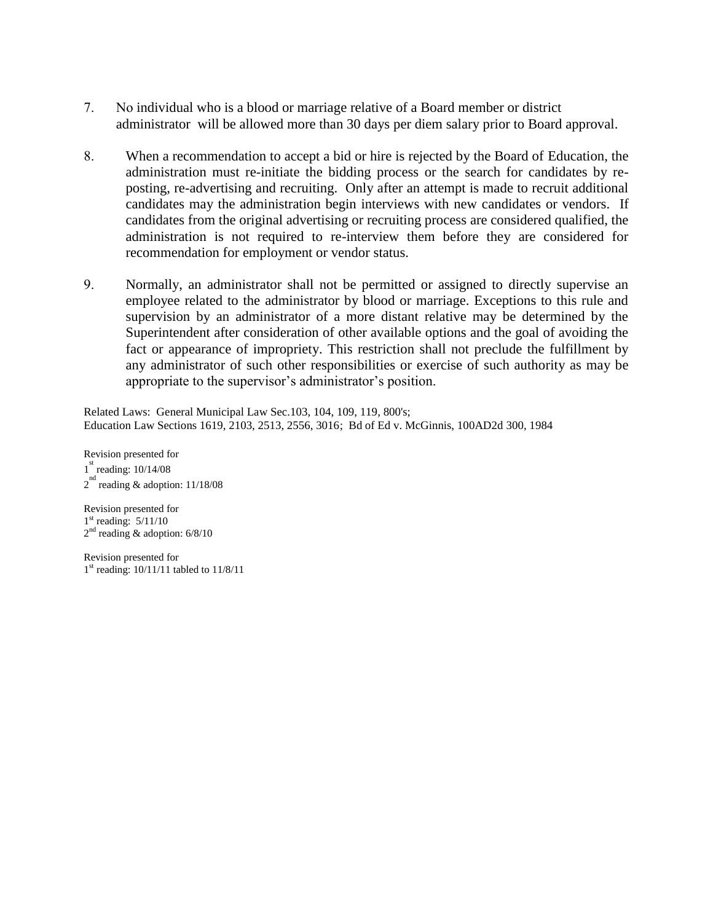7. No individual who is a blood or marriage relative of a Board member or district administrator will be allowed more than 30 days per diem salary prior to Board approval.

8. When a recommendation to accept a bid or hire is rejected by the Board of Education, the administration must re-initiate the bidding process or the search for candidates by re-posting, re-advertising and recruiting. Only after an attempt is made to recruit additional candidates may the administration begin interviews with new candidates or vendors. If candidates from the original advertising or recruiting process are considered qualified, the administration is not required to re-interview them before they are considered for recommendation for employment or vendor status.

9. Normally, an administrator shall not be permitted or assigned to directly supervise an employee related to the administrator by blood or marriage. Exceptions to this rule and supervision by an administrator of a more distant relative may be determined by the Superintendent after consideration of other available options and the goal of avoiding the fact or appearance of impropriety. This restriction shall not preclude the fulfillment by any administrator of such other responsibilities or exercise of such authority as may be appropriate to the supervisor's administrator's position.

Related Laws: General Municipal Law Sec.103, 104, 109, 119, 800's;
Education Law Sections 1619, 2103, 2513, 2556, 3016; Bd of Ed v. McGinnis, 100AD2d 300, 1984

Revision presented for
1st reading: 10/14/08
2nd reading & adoption: 11/18/08

Revision presented for
1st reading: 5/11/10
2nd reading & adoption: 6/8/10

Revision presented for
1st reading: 10/11/11 tabled to 11/8/11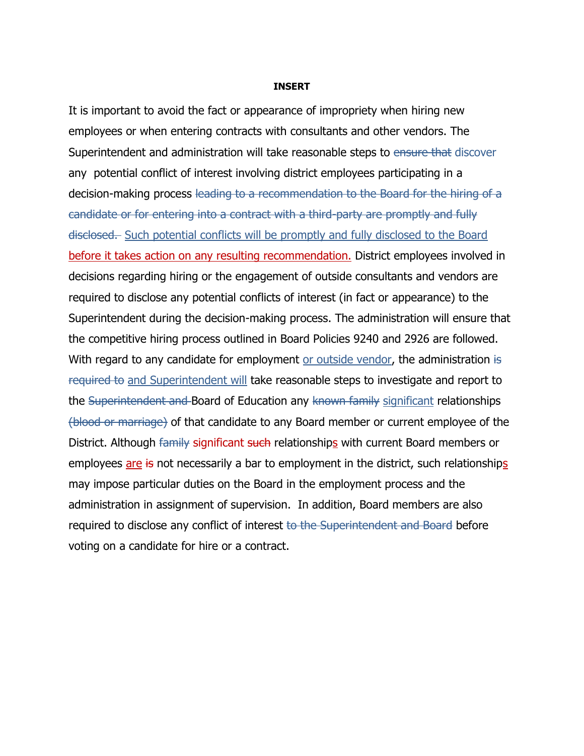**INSERT**

It is important to avoid the fact or appearance of impropriety when hiring new employees or when entering contracts with consultants and other vendors. The Superintendent and administration will take reasonable steps to ~~ensure that~~ discover any potential conflict of interest involving district employees participating in a decision-making process ~~leading to a recommendation to the Board for the hiring of a candidate or for entering into a contract with a third-party are promptly and fully disclosed.~~ Such potential conflicts will be promptly and fully disclosed to the Board before it takes action on any resulting recommendation. District employees involved in decisions regarding hiring or the engagement of outside consultants and vendors are required to disclose any potential conflicts of interest (in fact or appearance) to the Superintendent during the decision-making process. The administration will ensure that the competitive hiring process outlined in Board Policies 9240 and 2926 are followed. With regard to any candidate for employment or outside vendor, the administration ~~is required to~~ and Superintendent will take reasonable steps to investigate and report to the ~~Superintendent and~~ Board of Education any ~~known family~~ significant relationships ~~(blood or marriage)~~ of that candidate to any Board member or current employee of the District. Although ~~family~~ significant ~~such~~ relationships with current Board members or employees are ~~is~~ not necessarily a bar to employment in the district, such relationships may impose particular duties on the Board in the employment process and the administration in assignment of supervision. In addition, Board members are also required to disclose any conflict of interest ~~to the Superintendent and Board~~ before voting on a candidate for hire or a contract.